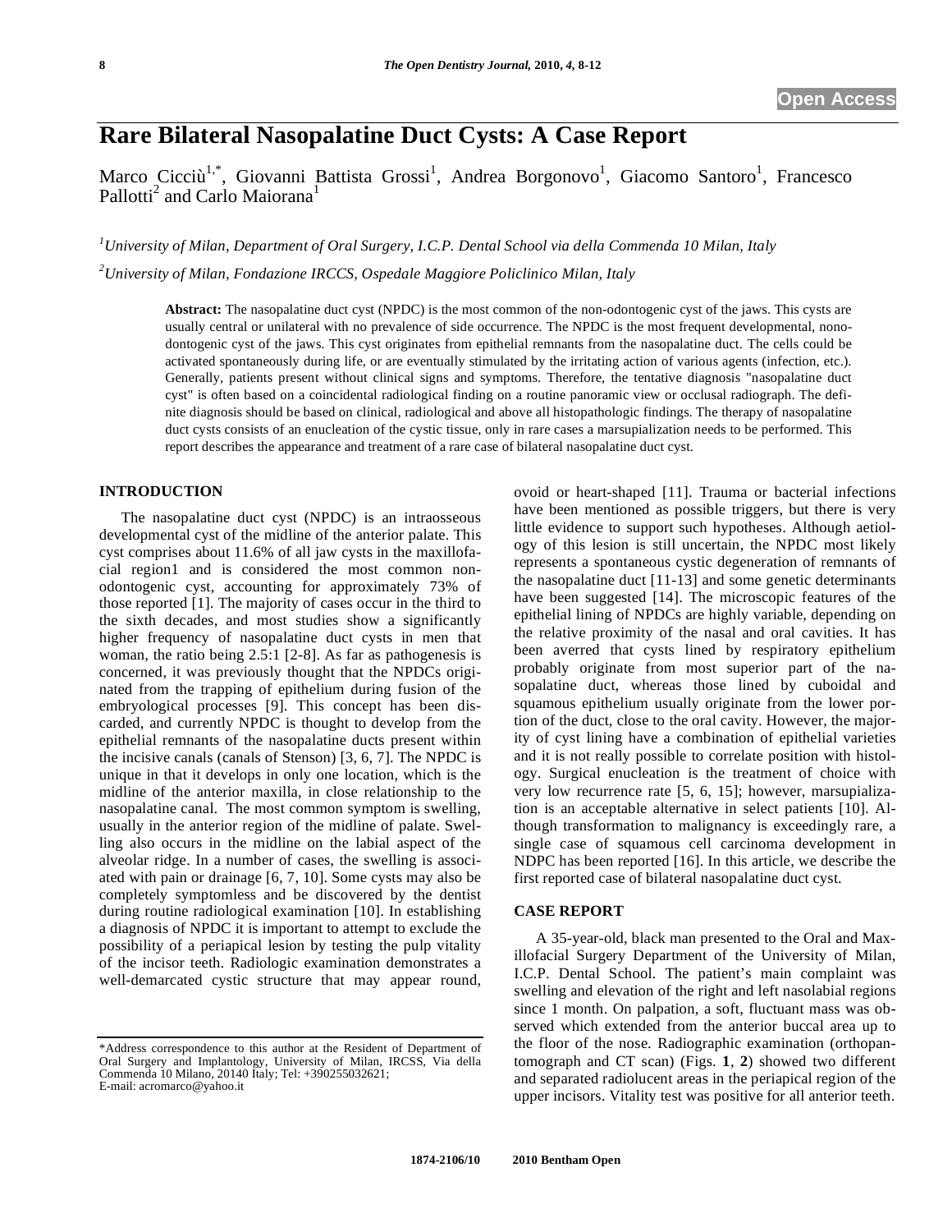# Rare Bilateral Nasopalatine Duct Cysts: A Case Report

Marco Cicciù[1,*], Giovanni Battista Grossi[1], Andrea Borgonovo[1], Giacomo Santoro[1], Francesco Pallotti[2] and Carlo Maiorana[1]

*[1]University of Milan, Department of Oral Surgery, I.C.P. Dental School via della Commenda 10 Milan, Italy*

*[2]University of Milan, Fondazione IRCCS, Ospedale Maggiore Policlinico Milan, Italy*

**Abstract:** The nasopalatine duct cyst (NPDC) is the most common of the non-odontogenic cyst of the jaws. This cysts are usually central or unilateral with no prevalence of side occurrence. The NPDC is the most frequent developmental, nonodontogenic cyst of the jaws. This cyst originates from epithelial remnants from the nasopalatine duct. The cells could be activated spontaneously during life, or are eventually stimulated by the irritating action of various agents (infection, etc.). Generally, patients present without clinical signs and symptoms. Therefore, the tentative diagnosis "nasopalatine duct cyst" is often based on a coincidental radiological finding on a routine panoramic view or occlusal radiograph. The definite diagnosis should be based on clinical, radiological and above all histopathologic findings. The therapy of nasopalatine duct cysts consists of an enucleation of the cystic tissue, only in rare cases a marsupialization needs to be performed. This report describes the appearance and treatment of a rare case of bilateral nasopalatine duct cyst.

## INTRODUCTION

The nasopalatine duct cyst (NPDC) is an intraosseous developmental cyst of the midline of the anterior palate. This cyst comprises about 11.6% of all jaw cysts in the maxillofacial region1 and is considered the most common non-odontogenic cyst, accounting for approximately 73% of those reported [1]. The majority of cases occur in the third to the sixth decades, and most studies show a significantly higher frequency of nasopalatine duct cysts in men that woman, the ratio being 2.5:1 [2-8]. As far as pathogenesis is concerned, it was previously thought that the NPDCs originated from the trapping of epithelium during fusion of the embryological processes [9]. This concept has been discarded, and currently NPDC is thought to develop from the epithelial remnants of the nasopalatine ducts present within the incisive canals (canals of Stenson) [3, 6, 7]. The NPDC is unique in that it develops in only one location, which is the midline of the anterior maxilla, in close relationship to the nasopalatine canal. The most common symptom is swelling, usually in the anterior region of the midline of palate. Swelling also occurs in the midline on the labial aspect of the alveolar ridge. In a number of cases, the swelling is associated with pain or drainage [6, 7, 10]. Some cysts may also be completely symptomless and be discovered by the dentist during routine radiological examination [10]. In establishing a diagnosis of NPDC it is important to attempt to exclude the possibility of a periapical lesion by testing the pulp vitality of the incisor teeth. Radiologic examination demonstrates a well-demarcated cystic structure that may appear round, ovoid or heart-shaped [11]. Trauma or bacterial infections have been mentioned as possible triggers, but there is very little evidence to support such hypotheses. Although aetiology of this lesion is still uncertain, the NPDC most likely represents a spontaneous cystic degeneration of remnants of the nasopalatine duct [11-13] and some genetic determinants have been suggested [14]. The microscopic features of the epithelial lining of NPDCs are highly variable, depending on the relative proximity of the nasal and oral cavities. It has been averred that cysts lined by respiratory epithelium probably originate from most superior part of the nasopalatine duct, whereas those lined by cuboidal and squamous epithelium usually originate from the lower portion of the duct, close to the oral cavity. However, the majority of cyst lining have a combination of epithelial varieties and it is not really possible to correlate position with histology. Surgical enucleation is the treatment of choice with very low recurrence rate [5, 6, 15]; however, marsupialization is an acceptable alternative in select patients [10]. Although transformation to malignancy is exceedingly rare, a single case of squamous cell carcinoma development in NDPC has been reported [16]. In this article, we describe the first reported case of bilateral nasopalatine duct cyst.

## CASE REPORT

A 35-year-old, black man presented to the Oral and Maxillofacial Surgery Department of the University of Milan, I.C.P. Dental School. The patient's main complaint was swelling and elevation of the right and left nasolabial regions since 1 month. On palpation, a soft, fluctuant mass was observed which extended from the anterior buccal area up to the floor of the nose. Radiographic examination (orthopantomograph and CT scan) (Figs. **1**, **2**) showed two different and separated radiolucent areas in the periapical region of the upper incisors. Vitality test was positive for all anterior teeth.

*Address correspondence to this author at the Resident of Department of Oral Surgery and Implantology, University of Milan, IRCSS, Via della Commenda 10 Milano, 20140 Italy; Tel: +390255032621; E-mail: acromarco@yahoo.it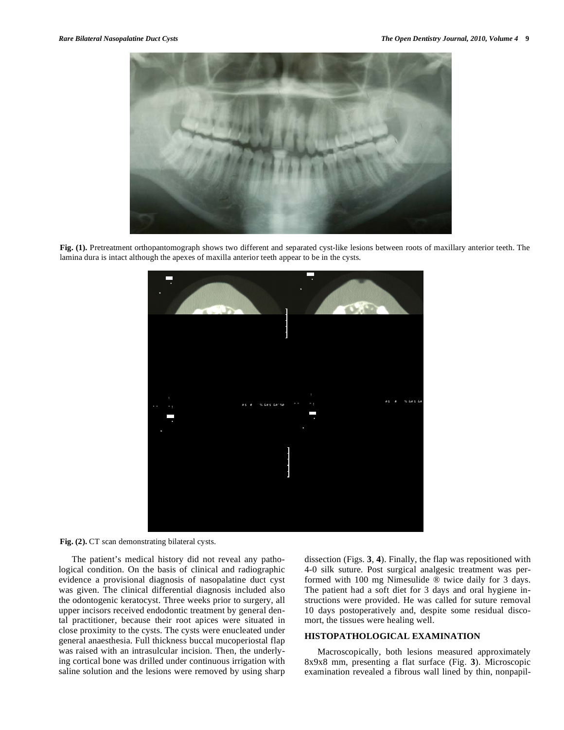**Fig. (1).** Pretreatment orthopantomograph shows two different and separated cyst-like lesions between roots of maxillary anterior teeth. The lamina dura is intact although the apexes of maxilla anterior teeth appear to be in the cysts.

**Fig. (2).** CT scan demonstrating bilateral cysts.

The patient's medical history did not reveal any pathological condition. On the basis of clinical and radiographic evidence a provisional diagnosis of nasopalatine duct cyst was given. The clinical differential diagnosis included also the odontogenic keratocyst. Three weeks prior to surgery, all upper incisors received endodontic treatment by general dental practitioner, because their root apices were situated in close proximity to the cysts. The cysts were enucleated under general anaesthesia. Full thickness buccal mucoperiostal flap was raised with an intrasulcular incision. Then, the underlying cortical bone was drilled under continuous irrigation with saline solution and the lesions were removed by using sharp dissection (Figs. **3**, **4**). Finally, the flap was repositioned with 4-0 silk suture. Post surgical analgesic treatment was performed with 100 mg Nimesulide ® twice daily for 3 days. The patient had a soft diet for 3 days and oral hygiene instructions were provided. He was called for suture removal 10 days postoperatively and, despite some residual discomort, the tissues were healing well.

## HISTOPATHOLOGICAL EXAMINATION

Macroscopically, both lesions measured approximately 8x9x8 mm, presenting a flat surface (Fig. **3**). Microscopic examination revealed a fibrous wall lined by thin, nonpapil-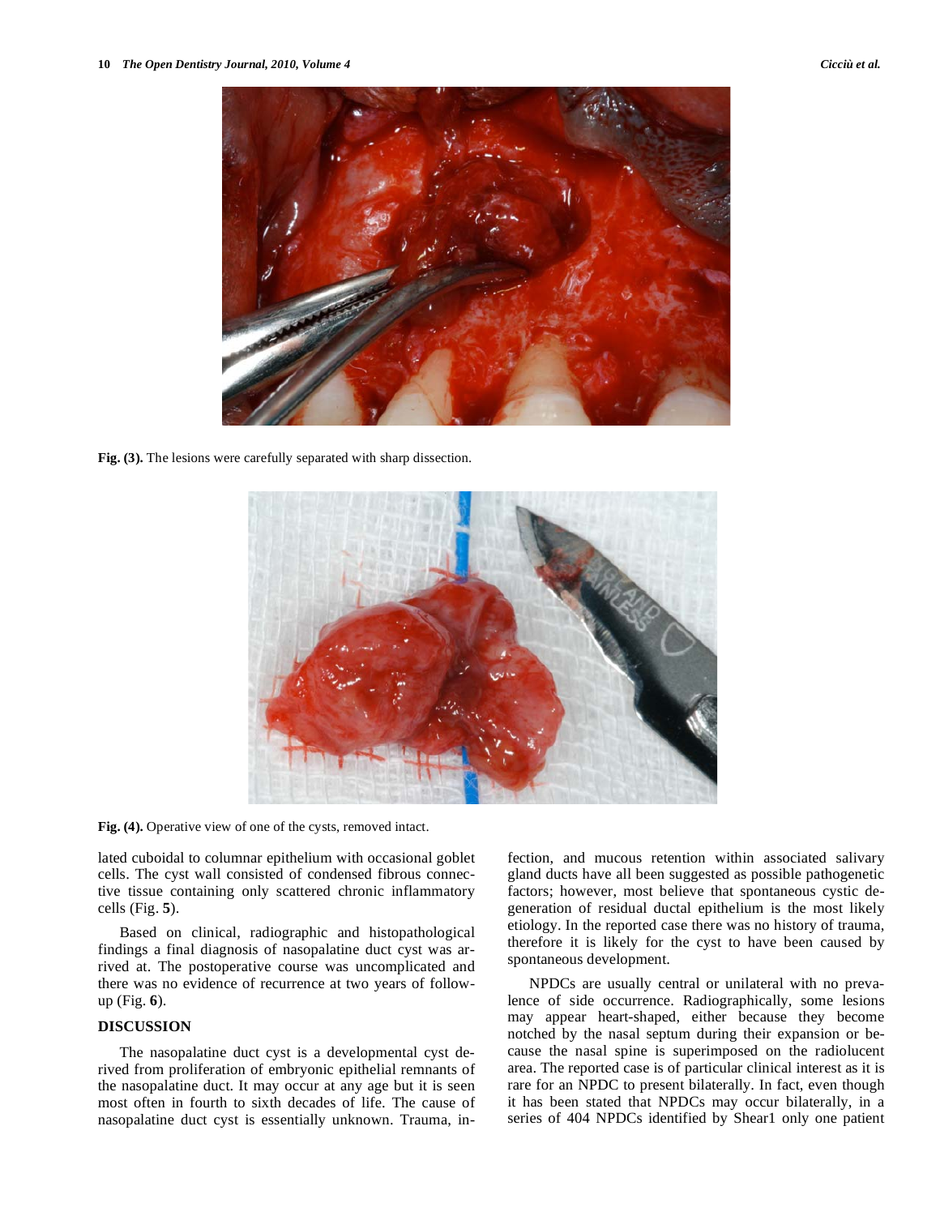Fig. (3). The lesions were carefully separated with sharp dissection.

Fig. (4). Operative view of one of the cysts, removed intact.

lated cuboidal to columnar epithelium with occasional goblet cells. The cyst wall consisted of condensed fibrous connective tissue containing only scattered chronic inflammatory cells (Fig. **5**).

Based on clinical, radiographic and histopathological findings a final diagnosis of nasopalatine duct cyst was arrived at. The postoperative course was uncomplicated and there was no evidence of recurrence at two years of follow-up (Fig. **6**).

## DISCUSSION

The nasopalatine duct cyst is a developmental cyst derived from proliferation of embryonic epithelial remnants of the nasopalatine duct. It may occur at any age but it is seen most often in fourth to sixth decades of life. The cause of nasopalatine duct cyst is essentially unknown. Trauma, infection, and mucous retention within associated salivary gland ducts have all been suggested as possible pathogenetic factors; however, most believe that spontaneous cystic degeneration of residual ductal epithelium is the most likely etiology. In the reported case there was no history of trauma, therefore it is likely for the cyst to have been caused by spontaneous development.

NPDCs are usually central or unilateral with no prevalence of side occurrence. Radiographically, some lesions may appear heart-shaped, either because they become notched by the nasal septum during their expansion or because the nasal spine is superimposed on the radiolucent area. The reported case is of particular clinical interest as it is rare for an NPDC to present bilaterally. In fact, even though it has been stated that NPDCs may occur bilaterally, in a series of 404 NPDCs identified by Shear1 only one patient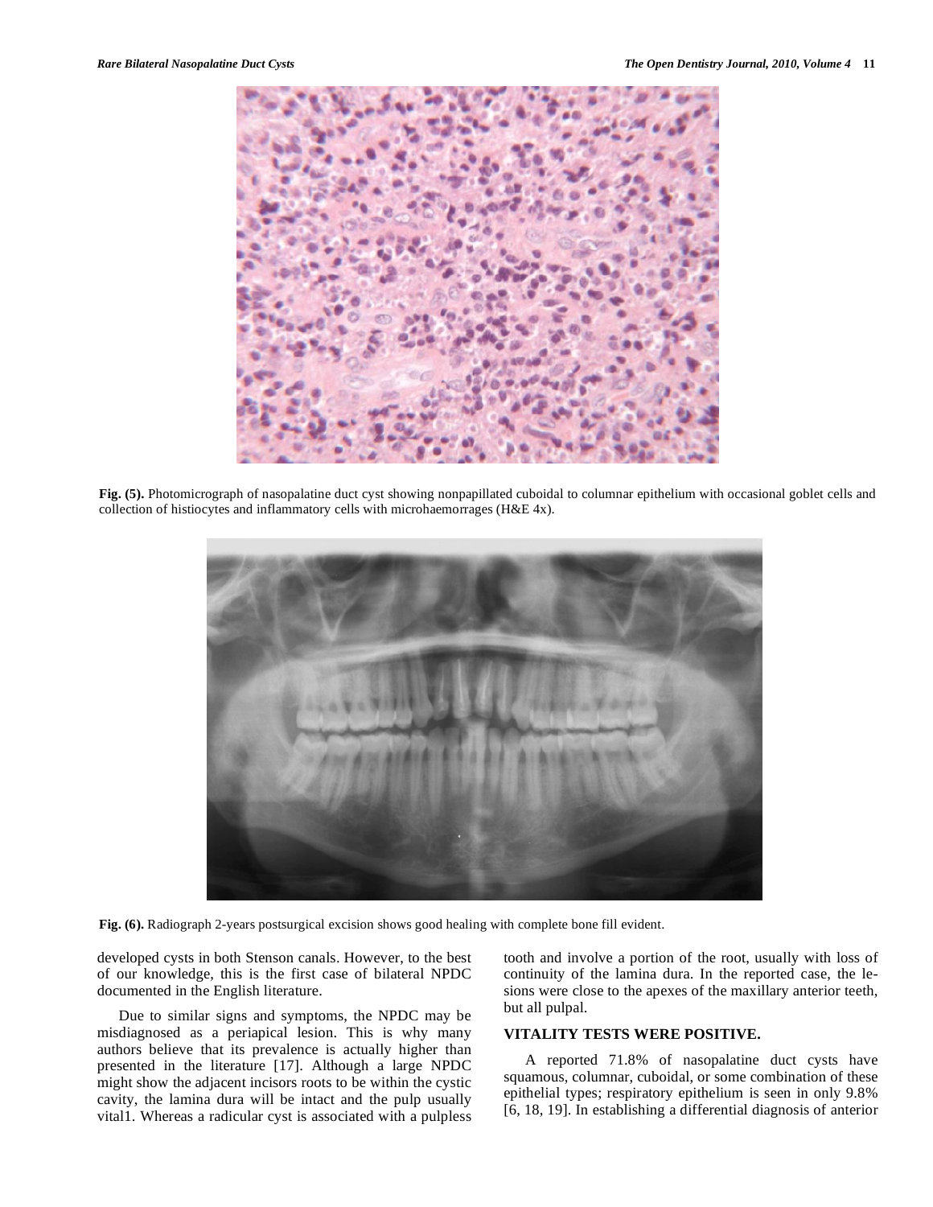Fig. (5). Photomicrograph of nasopalatine duct cyst showing nonpapillated cuboidal to columnar epithelium with occasional goblet cells and collection of histiocytes and inflammatory cells with microhaemorrages (H&E 4x).

Fig. (6). Radiograph 2-years postsurgical excision shows good healing with complete bone fill evident.

developed cysts in both Stenson canals. However, to the best of our knowledge, this is the first case of bilateral NPDC documented in the English literature.

Due to similar signs and symptoms, the NPDC may be misdiagnosed as a periapical lesion. This is why many authors believe that its prevalence is actually higher than presented in the literature [17]. Although a large NPDC might show the adjacent incisors roots to be within the cystic cavity, the lamina dura will be intact and the pulp usually vital1. Whereas a radicular cyst is associated with a pulpless tooth and involve a portion of the root, usually with loss of continuity of the lamina dura. In the reported case, the lesions were close to the apexes of the maxillary anterior teeth, but all pulpal.

**VITALITY TESTS WERE POSITIVE.**

A reported 71.8% of nasopalatine duct cysts have squamous, columnar, cuboidal, or some combination of these epithelial types; respiratory epithelium is seen in only 9.8% [6, 18, 19]. In establishing a differential diagnosis of anterior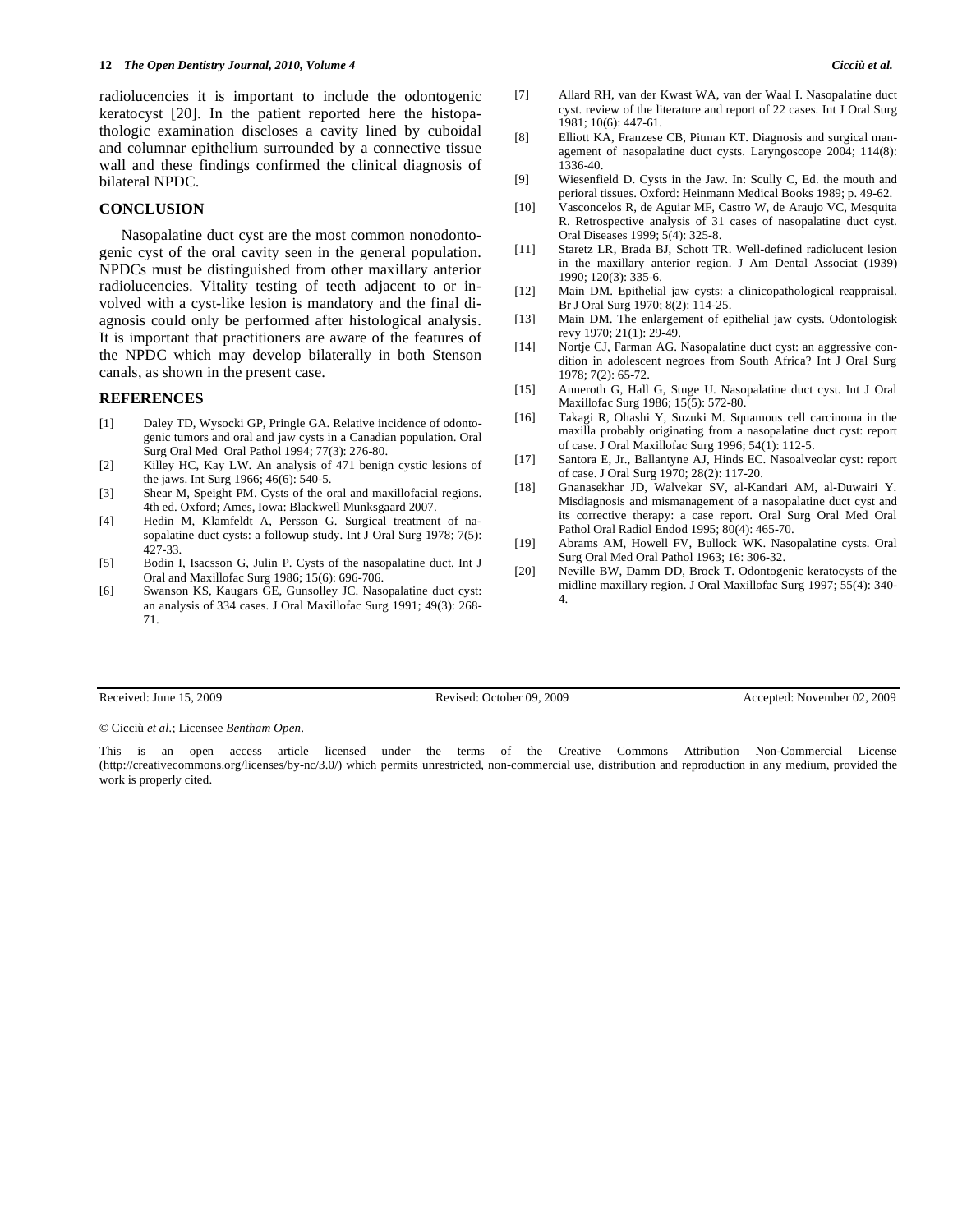radiolucencies it is important to include the odontogenic keratocyst [20]. In the patient reported here the histopathologic examination discloses a cavity lined by cuboidal and columnar epithelium surrounded by a connective tissue wall and these findings confirmed the clinical diagnosis of bilateral NPDC.

## CONCLUSION

Nasopalatine duct cyst are the most common nonodontogenic cyst of the oral cavity seen in the general population. NPDCs must be distinguished from other maxillary anterior radiolucencies. Vitality testing of teeth adjacent to or involved with a cyst-like lesion is mandatory and the final diagnosis could only be performed after histological analysis. It is important that practitioners are aware of the features of the NPDC which may develop bilaterally in both Stenson canals, as shown in the present case.

## REFERENCES

[1] Daley TD, Wysocki GP, Pringle GA. Relative incidence of odontogenic tumors and oral and jaw cysts in a Canadian population. Oral Surg Oral Med Oral Pathol 1994; 77(3): 276-80.

[2] Killey HC, Kay LW. An analysis of 471 benign cystic lesions of the jaws. Int Surg 1966; 46(6): 540-5.

[3] Shear M, Speight PM. Cysts of the oral and maxillofacial regions. 4th ed. Oxford; Ames, Iowa: Blackwell Munksgaard 2007.

[4] Hedin M, Klamfeldt A, Persson G. Surgical treatment of nasopalatine duct cysts: a followup study. Int J Oral Surg 1978; 7(5): 427-33.

[5] Bodin I, Isacsson G, Julin P. Cysts of the nasopalatine duct. Int J Oral and Maxillofac Surg 1986; 15(6): 696-706.

[6] Swanson KS, Kaugars GE, Gunsolley JC. Nasopalatine duct cyst: an analysis of 334 cases. J Oral Maxillofac Surg 1991; 49(3): 268-71.

[7] Allard RH, van der Kwast WA, van der Waal I. Nasopalatine duct cyst. review of the literature and report of 22 cases. Int J Oral Surg 1981; 10(6): 447-61.

[8] Elliott KA, Franzese CB, Pitman KT. Diagnosis and surgical management of nasopalatine duct cysts. Laryngoscope 2004; 114(8): 1336-40.

[9] Wiesenfield D. Cysts in the Jaw. In: Scully C, Ed. the mouth and perioral tissues. Oxford: Heinmann Medical Books 1989; p. 49-62.

[10] Vasconcelos R, de Aguiar MF, Castro W, de Araujo VC, Mesquita R. Retrospective analysis of 31 cases of nasopalatine duct cyst. Oral Diseases 1999; 5(4): 325-8.

[11] Staretz LR, Brada BJ, Schott TR. Well-defined radiolucent lesion in the maxillary anterior region. J Am Dental Associat (1939) 1990; 120(3): 335-6.

[12] Main DM. Epithelial jaw cysts: a clinicopathological reappraisal. Br J Oral Surg 1970; 8(2): 114-25.

[13] Main DM. The enlargement of epithelial jaw cysts. Odontologisk revy 1970; 21(1): 29-49.

[14] Nortje CJ, Farman AG. Nasopalatine duct cyst: an aggressive condition in adolescent negroes from South Africa? Int J Oral Surg 1978; 7(2): 65-72.

[15] Anneroth G, Hall G, Stuge U. Nasopalatine duct cyst. Int J Oral Maxillofac Surg 1986; 15(5): 572-80.

[16] Takagi R, Ohashi Y, Suzuki M. Squamous cell carcinoma in the maxilla probably originating from a nasopalatine duct cyst: report of case. J Oral Maxillofac Surg 1996; 54(1): 112-5.

[17] Santora E, Jr., Ballantyne AJ, Hinds EC. Nasoalveolar cyst: report of case. J Oral Surg 1970; 28(2): 117-20.

[18] Gnanasekhar JD, Walvekar SV, al-Kandari AM, al-Duwairi Y. Misdiagnosis and mismanagement of a nasopalatine duct cyst and its corrective therapy: a case report. Oral Surg Oral Med Oral Pathol Oral Radiol Endod 1995; 80(4): 465-70.

[19] Abrams AM, Howell FV, Bullock WK. Nasopalatine cysts. Oral Surg Oral Med Oral Pathol 1963; 16: 306-32.

[20] Neville BW, Damm DD, Brock T. Odontogenic keratocysts of the midline maxillary region. J Oral Maxillofac Surg 1997; 55(4): 340-4.

Received: June 15, 2009 Revised: October 09, 2009 Accepted: November 02, 2009

© Cicciù *et al.*; Licensee *Bentham Open*.

This is an open access article licensed under the terms of the Creative Commons Attribution Non-Commercial License (http://creativecommons.org/licenses/by-nc/3.0/) which permits unrestricted, non-commercial use, distribution and reproduction in any medium, provided the work is properly cited.